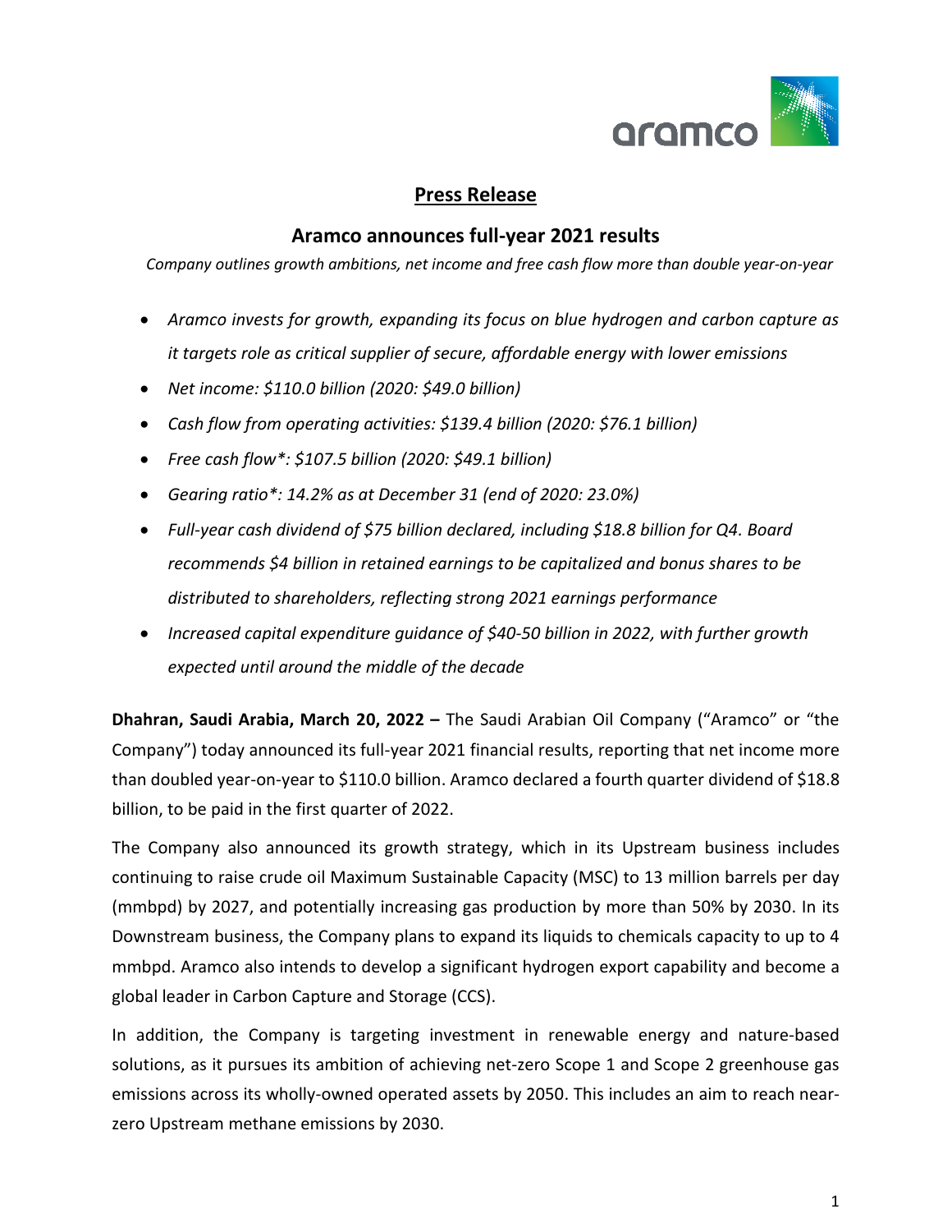## Press Release

# Aramco announces full-year 2021 results

*Company outlines growth ambitions, net income and free cash flow more than double year-on-year*

- *Aramco invests for growth, expanding its focus on blue hydrogen and carbon capture as it targets role as critical supplier of secure, affordable energy with lower emissions*
- *Net income: $110.0 billion (2020: $49.0 billion)*
- *Cash flow from operating activities: $139.4 billion (2020: $76.1 billion)*
- *Free cash flow*: $107.5 billion (2020: $49.1 billion)*
- *Gearing ratio*: 14.2% as at December 31 (end of 2020: 23.0%)*
- *Full-year cash dividend of $75 billion declared, including $18.8 billion for Q4. Board recommends $4 billion in retained earnings to be capitalized and bonus shares to be distributed to shareholders, reflecting strong 2021 earnings performance*
- *Increased capital expenditure guidance of $40-50 billion in 2022, with further growth expected until around the middle of the decade*

**Dhahran, Saudi Arabia, March 20, 2022 –** The Saudi Arabian Oil Company ("Aramco" or "the Company") today announced its full-year 2021 financial results, reporting that net income more than doubled year-on-year to $110.0 billion. Aramco declared a fourth quarter dividend of $18.8 billion, to be paid in the first quarter of 2022.

The Company also announced its growth strategy, which in its Upstream business includes continuing to raise crude oil Maximum Sustainable Capacity (MSC) to 13 million barrels per day (mmbpd) by 2027, and potentially increasing gas production by more than 50% by 2030. In its Downstream business, the Company plans to expand its liquids to chemicals capacity to up to 4 mmbpd. Aramco also intends to develop a significant hydrogen export capability and become a global leader in Carbon Capture and Storage (CCS).

In addition, the Company is targeting investment in renewable energy and nature-based solutions, as it pursues its ambition of achieving net-zero Scope 1 and Scope 2 greenhouse gas emissions across its wholly-owned operated assets by 2050. This includes an aim to reach near-zero Upstream methane emissions by 2030.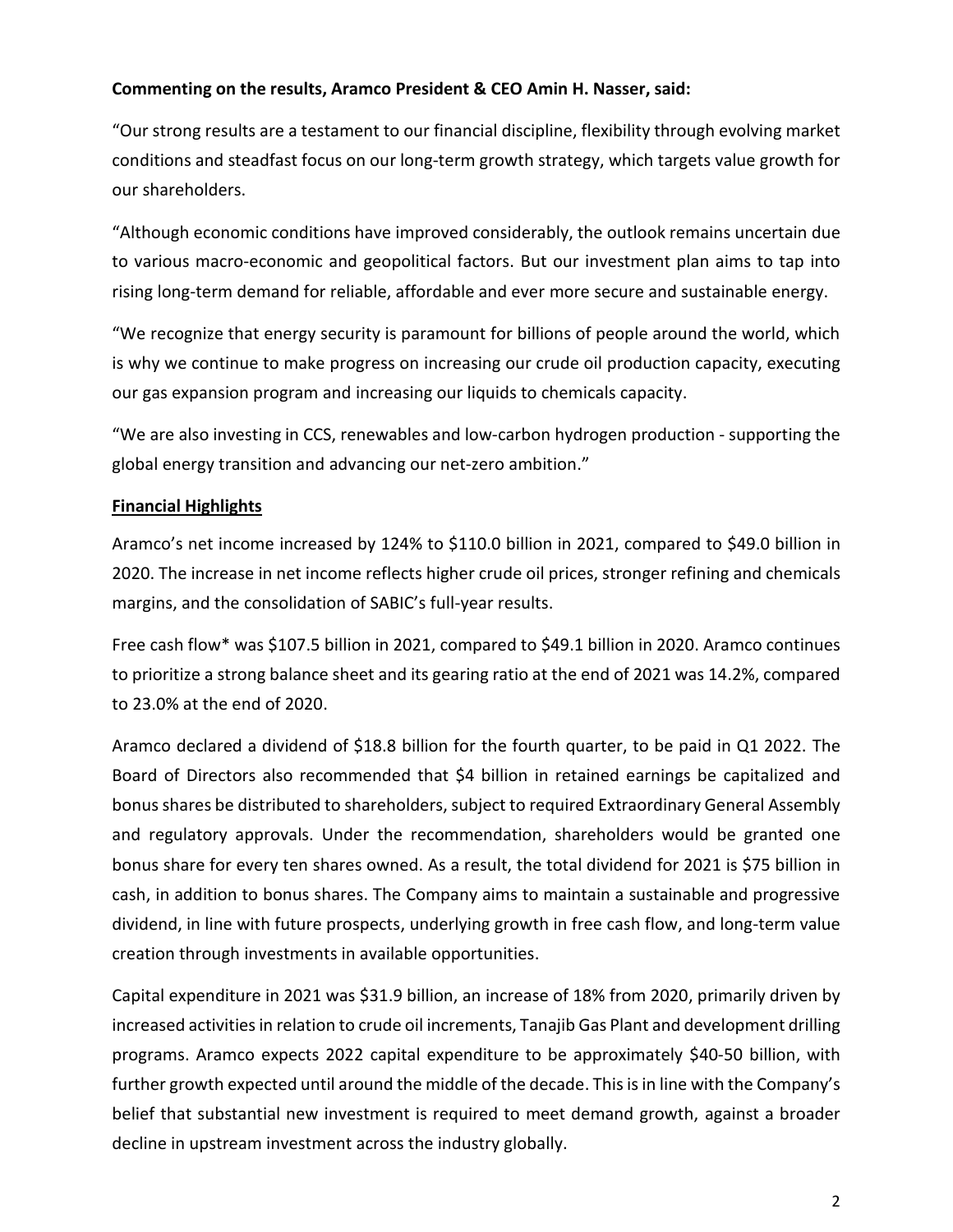**Commenting on the results, Aramco President & CEO Amin H. Nasser, said:**

"Our strong results are a testament to our financial discipline, flexibility through evolving market conditions and steadfast focus on our long-term growth strategy, which targets value growth for our shareholders.

"Although economic conditions have improved considerably, the outlook remains uncertain due to various macro-economic and geopolitical factors. But our investment plan aims to tap into rising long-term demand for reliable, affordable and ever more secure and sustainable energy.

"We recognize that energy security is paramount for billions of people around the world, which is why we continue to make progress on increasing our crude oil production capacity, executing our gas expansion program and increasing our liquids to chemicals capacity.

"We are also investing in CCS, renewables and low-carbon hydrogen production - supporting the global energy transition and advancing our net-zero ambition."

**Financial Highlights**

Aramco's net income increased by 124% to $110.0 billion in 2021, compared to $49.0 billion in 2020. The increase in net income reflects higher crude oil prices, stronger refining and chemicals margins, and the consolidation of SABIC's full-year results.

Free cash flow* was $107.5 billion in 2021, compared to $49.1 billion in 2020. Aramco continues to prioritize a strong balance sheet and its gearing ratio at the end of 2021 was 14.2%, compared to 23.0% at the end of 2020.

Aramco declared a dividend of $18.8 billion for the fourth quarter, to be paid in Q1 2022. The Board of Directors also recommended that $4 billion in retained earnings be capitalized and bonus shares be distributed to shareholders, subject to required Extraordinary General Assembly and regulatory approvals. Under the recommendation, shareholders would be granted one bonus share for every ten shares owned. As a result, the total dividend for 2021 is $75 billion in cash, in addition to bonus shares. The Company aims to maintain a sustainable and progressive dividend, in line with future prospects, underlying growth in free cash flow, and long-term value creation through investments in available opportunities.

Capital expenditure in 2021 was $31.9 billion, an increase of 18% from 2020, primarily driven by increased activities in relation to crude oil increments, Tanajib Gas Plant and development drilling programs. Aramco expects 2022 capital expenditure to be approximately $40-50 billion, with further growth expected until around the middle of the decade. This is in line with the Company's belief that substantial new investment is required to meet demand growth, against a broader decline in upstream investment across the industry globally.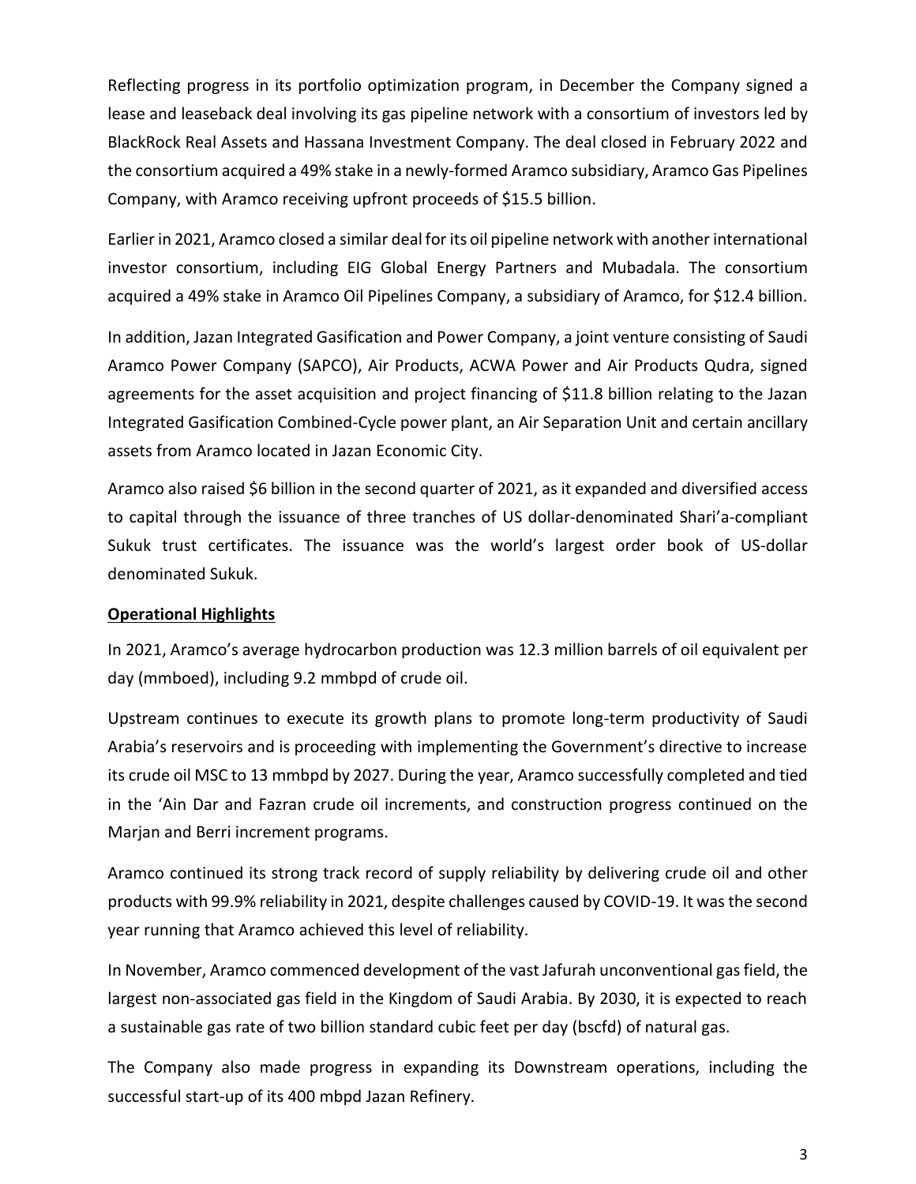Reflecting progress in its portfolio optimization program, in December the Company signed a lease and leaseback deal involving its gas pipeline network with a consortium of investors led by BlackRock Real Assets and Hassana Investment Company. The deal closed in February 2022 and the consortium acquired a 49% stake in a newly-formed Aramco subsidiary, Aramco Gas Pipelines Company, with Aramco receiving upfront proceeds of $15.5 billion.

Earlier in 2021, Aramco closed a similar deal for its oil pipeline network with another international investor consortium, including EIG Global Energy Partners and Mubadala. The consortium acquired a 49% stake in Aramco Oil Pipelines Company, a subsidiary of Aramco, for $12.4 billion.

In addition, Jazan Integrated Gasification and Power Company, a joint venture consisting of Saudi Aramco Power Company (SAPCO), Air Products, ACWA Power and Air Products Qudra, signed agreements for the asset acquisition and project financing of $11.8 billion relating to the Jazan Integrated Gasification Combined-Cycle power plant, an Air Separation Unit and certain ancillary assets from Aramco located in Jazan Economic City.

Aramco also raised $6 billion in the second quarter of 2021, as it expanded and diversified access to capital through the issuance of three tranches of US dollar-denominated Shari'a-compliant Sukuk trust certificates. The issuance was the world's largest order book of US-dollar denominated Sukuk.

## Operational Highlights

In 2021, Aramco's average hydrocarbon production was 12.3 million barrels of oil equivalent per day (mmboed), including 9.2 mmbpd of crude oil.

Upstream continues to execute its growth plans to promote long-term productivity of Saudi Arabia's reservoirs and is proceeding with implementing the Government's directive to increase its crude oil MSC to 13 mmbpd by 2027. During the year, Aramco successfully completed and tied in the 'Ain Dar and Fazran crude oil increments, and construction progress continued on the Marjan and Berri increment programs.

Aramco continued its strong track record of supply reliability by delivering crude oil and other products with 99.9% reliability in 2021, despite challenges caused by COVID-19. It was the second year running that Aramco achieved this level of reliability.

In November, Aramco commenced development of the vast Jafurah unconventional gas field, the largest non-associated gas field in the Kingdom of Saudi Arabia. By 2030, it is expected to reach a sustainable gas rate of two billion standard cubic feet per day (bscfd) of natural gas.

The Company also made progress in expanding its Downstream operations, including the successful start-up of its 400 mbpd Jazan Refinery.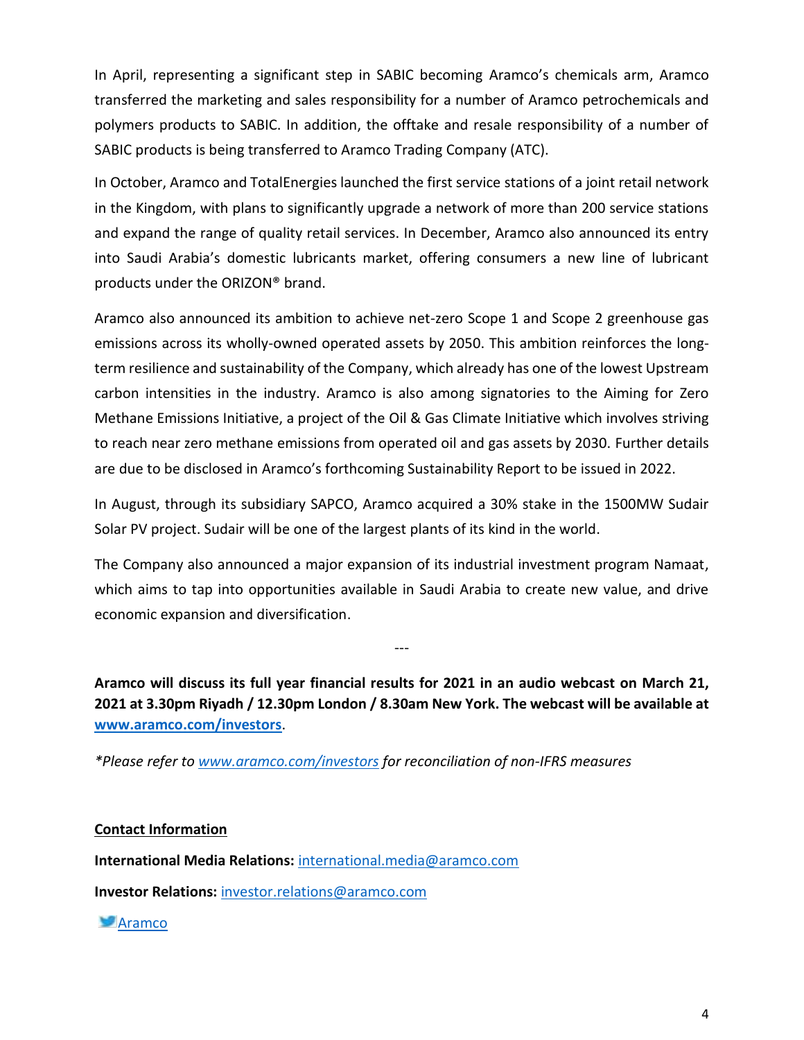In April, representing a significant step in SABIC becoming Aramco's chemicals arm, Aramco transferred the marketing and sales responsibility for a number of Aramco petrochemicals and polymers products to SABIC. In addition, the offtake and resale responsibility of a number of SABIC products is being transferred to Aramco Trading Company (ATC).

In October, Aramco and TotalEnergies launched the first service stations of a joint retail network in the Kingdom, with plans to significantly upgrade a network of more than 200 service stations and expand the range of quality retail services. In December, Aramco also announced its entry into Saudi Arabia's domestic lubricants market, offering consumers a new line of lubricant products under the ORIZON® brand.

Aramco also announced its ambition to achieve net-zero Scope 1 and Scope 2 greenhouse gas emissions across its wholly-owned operated assets by 2050. This ambition reinforces the long-term resilience and sustainability of the Company, which already has one of the lowest Upstream carbon intensities in the industry. Aramco is also among signatories to the Aiming for Zero Methane Emissions Initiative, a project of the Oil & Gas Climate Initiative which involves striving to reach near zero methane emissions from operated oil and gas assets by 2030. Further details are due to be disclosed in Aramco's forthcoming Sustainability Report to be issued in 2022.

In August, through its subsidiary SAPCO, Aramco acquired a 30% stake in the 1500MW Sudair Solar PV project. Sudair will be one of the largest plants of its kind in the world.

The Company also announced a major expansion of its industrial investment program Namaat, which aims to tap into opportunities available in Saudi Arabia to create new value, and drive economic expansion and diversification.

---

**Aramco will discuss its full year financial results for 2021 in an audio webcast on March 21, 2021 at 3.30pm Riyadh / 12.30pm London / 8.30am New York. The webcast will be available at [www.aramco.com/investors](www.aramco.com/investors).**

*\*Please refer to [www.aramco.com/investors](www.aramco.com/investors) for reconciliation of non-IFRS measures*

**Contact Information**

**International Media Relations:** international.media@aramco.com

**Investor Relations:** investor.relations@aramco.com

Aramco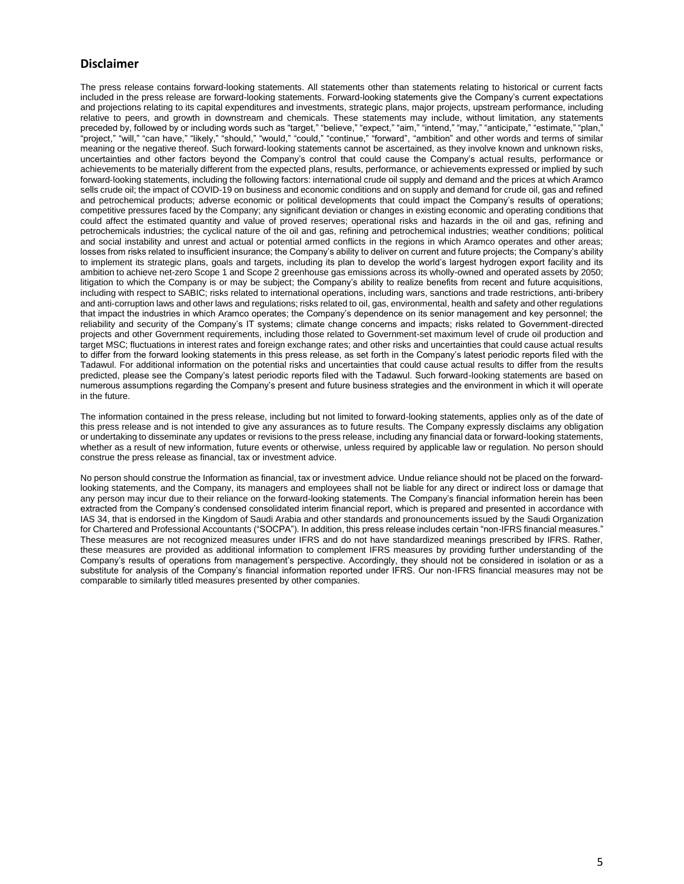## Disclaimer

The press release contains forward-looking statements. All statements other than statements relating to historical or current facts included in the press release are forward-looking statements. Forward-looking statements give the Company's current expectations and projections relating to its capital expenditures and investments, strategic plans, major projects, upstream performance, including relative to peers, and growth in downstream and chemicals. These statements may include, without limitation, any statements preceded by, followed by or including words such as "target," "believe," "expect," "aim," "intend," "may," "anticipate," "estimate," "plan," "project," "will," "can have," "likely," "should," "would," "could," "continue," "forward", "ambition" and other words and terms of similar meaning or the negative thereof. Such forward-looking statements cannot be ascertained, as they involve known and unknown risks, uncertainties and other factors beyond the Company's control that could cause the Company's actual results, performance or achievements to be materially different from the expected plans, results, performance, or achievements expressed or implied by such forward-looking statements, including the following factors: international crude oil supply and demand and the prices at which Aramco sells crude oil; the impact of COVID-19 on business and economic conditions and on supply and demand for crude oil, gas and refined and petrochemical products; adverse economic or political developments that could impact the Company's results of operations; competitive pressures faced by the Company; any significant deviation or changes in existing economic and operating conditions that could affect the estimated quantity and value of proved reserves; operational risks and hazards in the oil and gas, refining and petrochemicals industries; the cyclical nature of the oil and gas, refining and petrochemical industries; weather conditions; political and social instability and unrest and actual or potential armed conflicts in the regions in which Aramco operates and other areas; losses from risks related to insufficient insurance; the Company's ability to deliver on current and future projects; the Company's ability to implement its strategic plans, goals and targets, including its plan to develop the world's largest hydrogen export facility and its ambition to achieve net-zero Scope 1 and Scope 2 greenhouse gas emissions across its wholly-owned and operated assets by 2050; litigation to which the Company is or may be subject; the Company's ability to realize benefits from recent and future acquisitions, including with respect to SABIC; risks related to international operations, including wars, sanctions and trade restrictions, anti-bribery and anti-corruption laws and other laws and regulations; risks related to oil, gas, environmental, health and safety and other regulations that impact the industries in which Aramco operates; the Company's dependence on its senior management and key personnel; the reliability and security of the Company's IT systems; climate change concerns and impacts; risks related to Government-directed projects and other Government requirements, including those related to Government-set maximum level of crude oil production and target MSC; fluctuations in interest rates and foreign exchange rates; and other risks and uncertainties that could cause actual results to differ from the forward looking statements in this press release, as set forth in the Company's latest periodic reports filed with the Tadawul. For additional information on the potential risks and uncertainties that could cause actual results to differ from the results predicted, please see the Company's latest periodic reports filed with the Tadawul. Such forward-looking statements are based on numerous assumptions regarding the Company's present and future business strategies and the environment in which it will operate in the future.

The information contained in the press release, including but not limited to forward-looking statements, applies only as of the date of this press release and is not intended to give any assurances as to future results. The Company expressly disclaims any obligation or undertaking to disseminate any updates or revisions to the press release, including any financial data or forward-looking statements, whether as a result of new information, future events or otherwise, unless required by applicable law or regulation. No person should construe the press release as financial, tax or investment advice.

No person should construe the Information as financial, tax or investment advice. Undue reliance should not be placed on the forward-looking statements, and the Company, its managers and employees shall not be liable for any direct or indirect loss or damage that any person may incur due to their reliance on the forward-looking statements. The Company's financial information herein has been extracted from the Company's condensed consolidated interim financial report, which is prepared and presented in accordance with IAS 34, that is endorsed in the Kingdom of Saudi Arabia and other standards and pronouncements issued by the Saudi Organization for Chartered and Professional Accountants ("SOCPA"). In addition, this press release includes certain "non-IFRS financial measures." These measures are not recognized measures under IFRS and do not have standardized meanings prescribed by IFRS. Rather, these measures are provided as additional information to complement IFRS measures by providing further understanding of the Company's results of operations from management's perspective. Accordingly, they should not be considered in isolation or as a substitute for analysis of the Company's financial information reported under IFRS. Our non-IFRS financial measures may not be comparable to similarly titled measures presented by other companies.